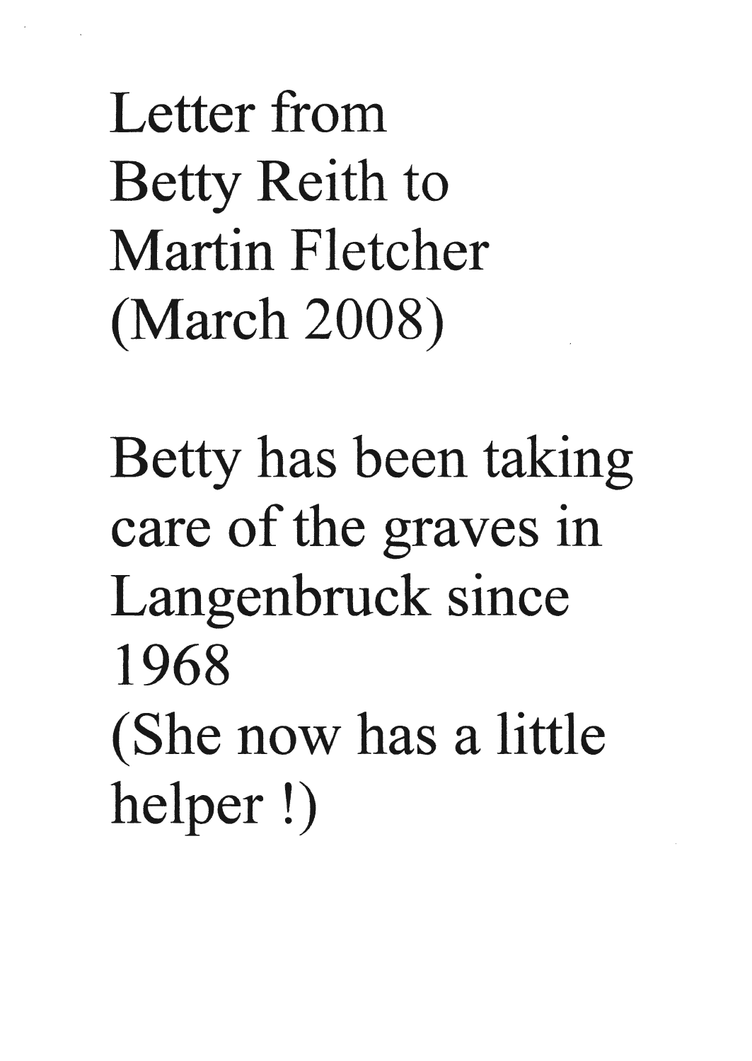Letter from Betty Reith to Martin Fletcher (March 2008)

Betty has been taking care of the graves in Langenbruck since 1968
(She now has a little helper !)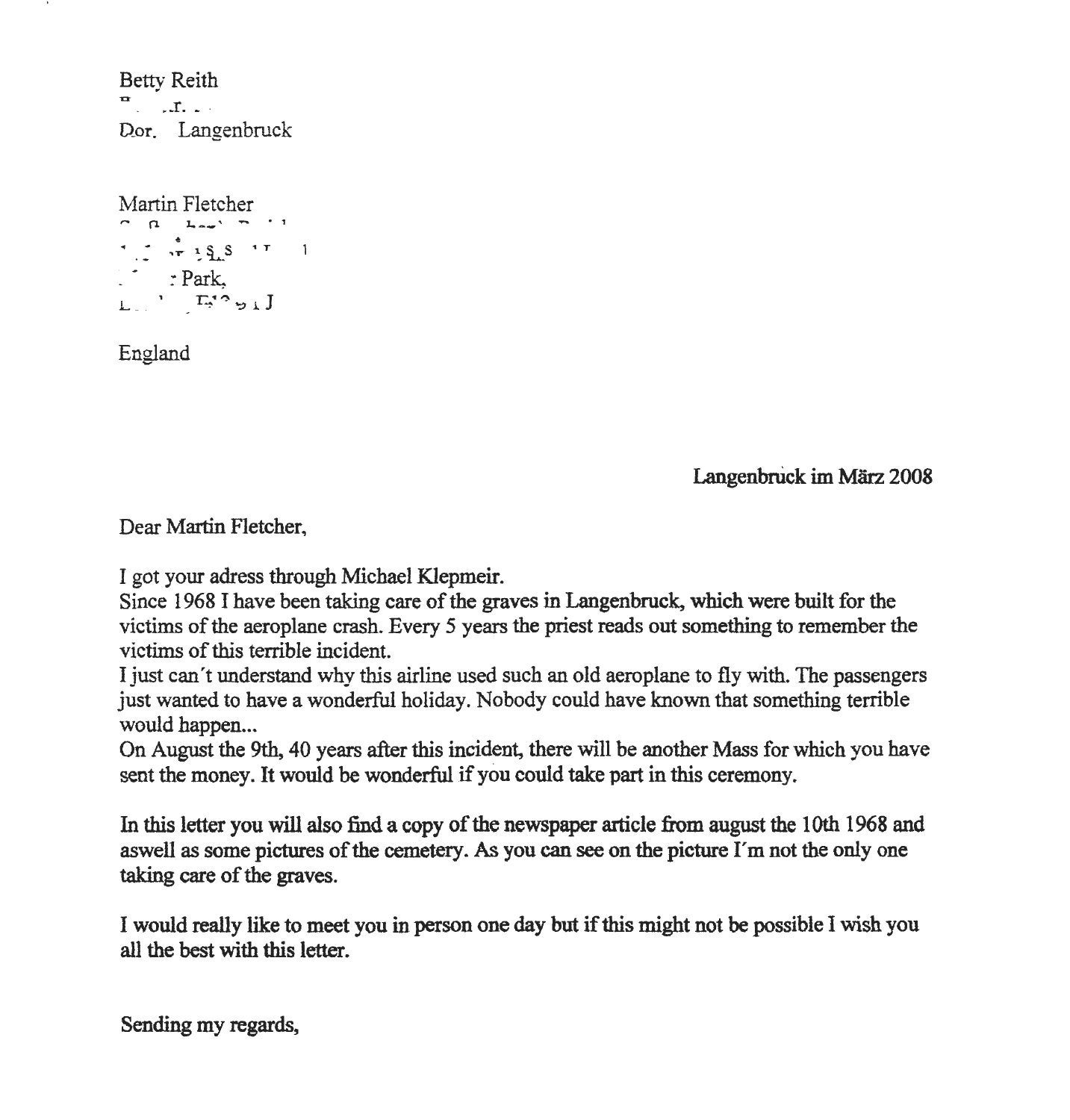Betty Reith

Dor. Langenbruck

Martin Fletcher

Park,

England

Langenbruck im März 2008

Dear Martin Fletcher,

I got your adress through Michael Klepmeir.
Since 1968 I have been taking care of the graves in Langenbruck, which were built for the victims of the aeroplane crash. Every 5 years the priest reads out something to remember the victims of this terrible incident.
I just can't understand why this airline used such an old aeroplane to fly with. The passengers just wanted to have a wonderful holiday. Nobody could have known that something terrible would happen...
On August the 9th, 40 years after this incident, there will be another Mass for which you have sent the money. It would be wonderful if you could take part in this ceremony.

In this letter you will also find a copy of the newspaper article from august the 10th 1968 and aswell as some pictures of the cemetery. As you can see on the picture I'm not the only one taking care of the graves.

I would really like to meet you in person one day but if this might not be possible I wish you all the best with this letter.

Sending my regards,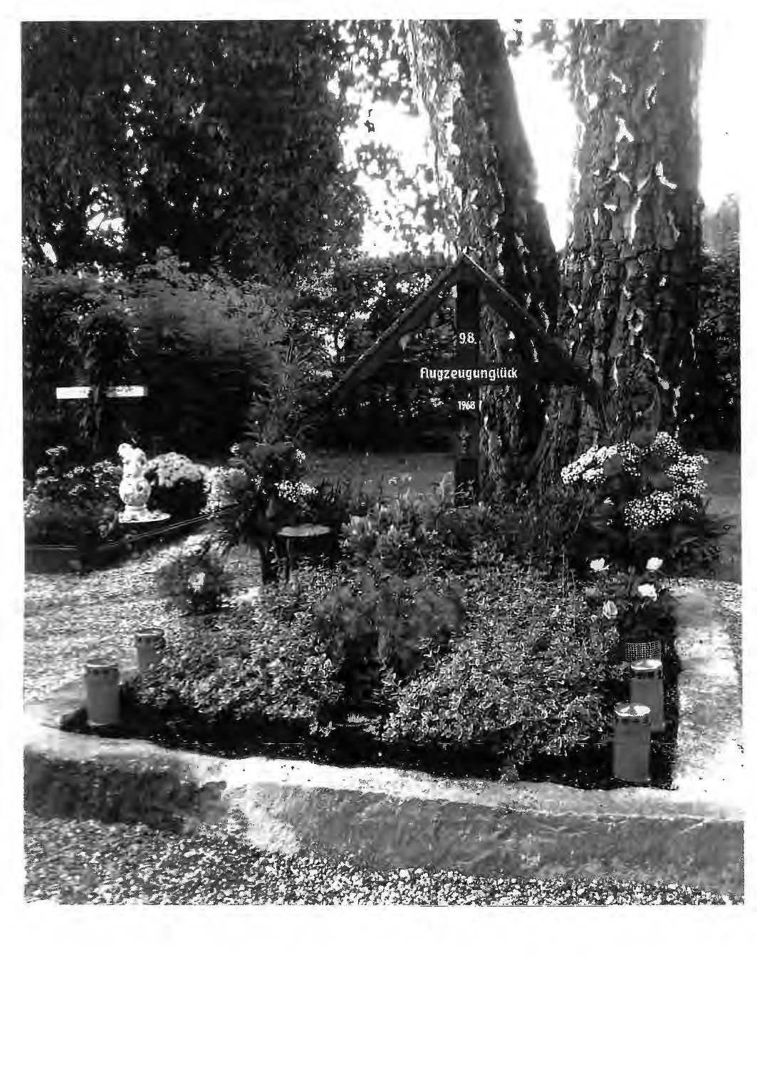9.8.

Flugzeugunglück

1968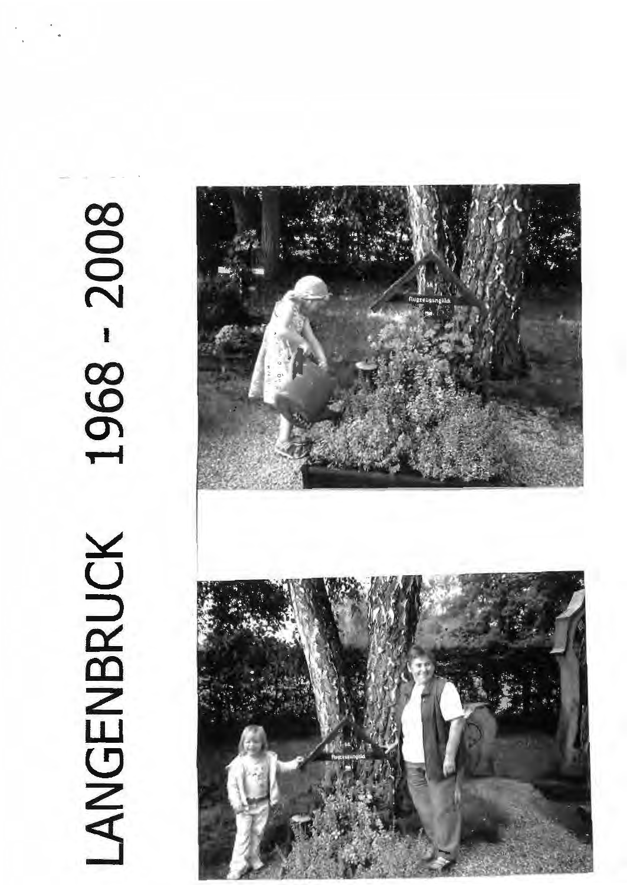# LANGENBRUCK 1968 - 2008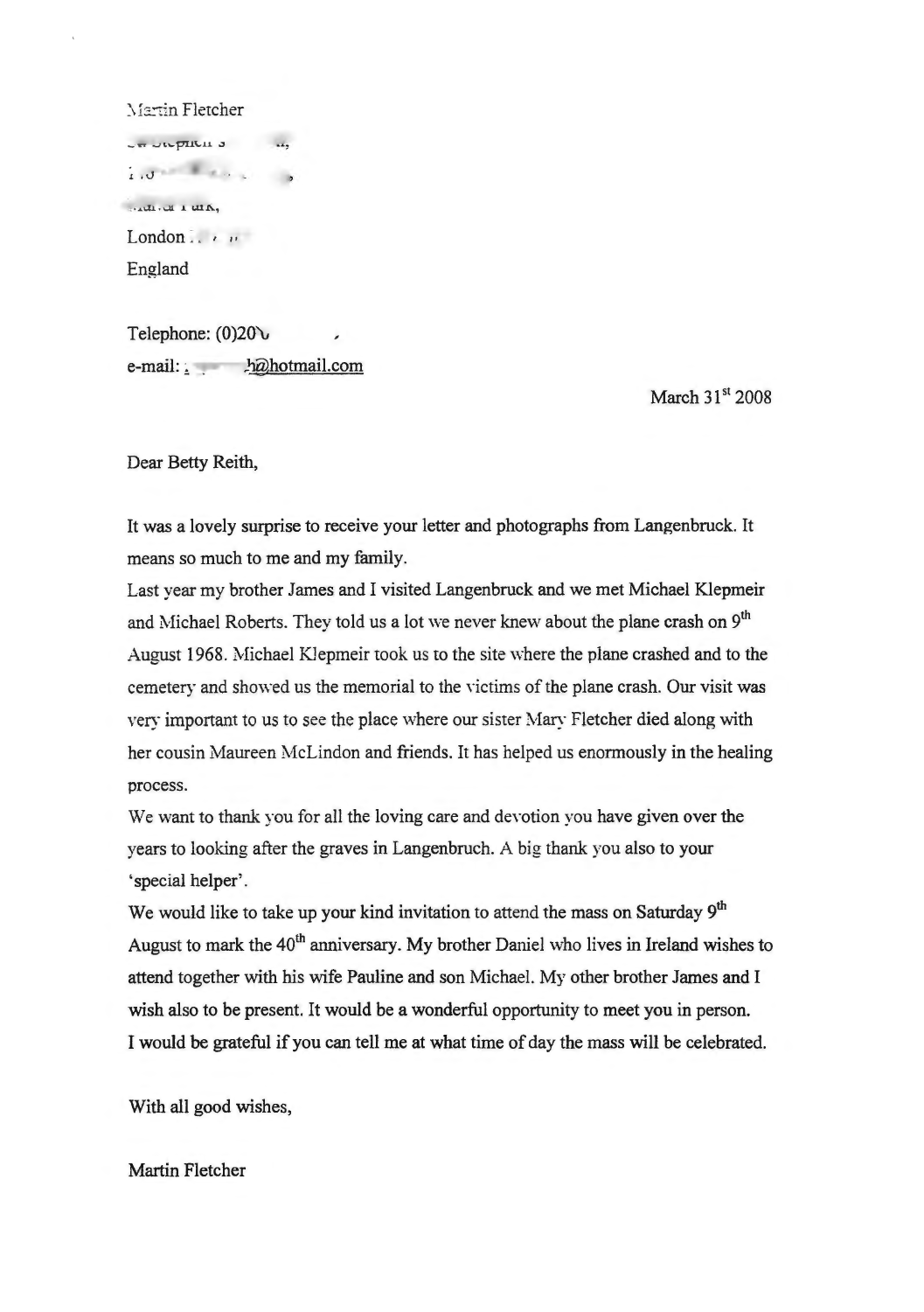Martin Fletcher

London

England

Telephone: (0)20

e-mail: h@hotmail.com

March 31st 2008

Dear Betty Reith,

It was a lovely surprise to receive your letter and photographs from Langenbruck. It means so much to me and my family.

Last year my brother James and I visited Langenbruck and we met Michael Klepmeir and Michael Roberts. They told us a lot we never knew about the plane crash on 9th August 1968. Michael Klepmeir took us to the site where the plane crashed and to the cemetery and showed us the memorial to the victims of the plane crash. Our visit was very important to us to see the place where our sister Mary Fletcher died along with her cousin Maureen McLindon and friends. It has helped us enormously in the healing process.

We want to thank you for all the loving care and devotion you have given over the years to looking after the graves in Langenbruch. A big thank you also to your 'special helper'.

We would like to take up your kind invitation to attend the mass on Saturday 9th August to mark the 40th anniversary. My brother Daniel who lives in Ireland wishes to attend together with his wife Pauline and son Michael. My other brother James and I wish also to be present. It would be a wonderful opportunity to meet you in person.

I would be grateful if you can tell me at what time of day the mass will be celebrated.

With all good wishes,

Martin Fletcher